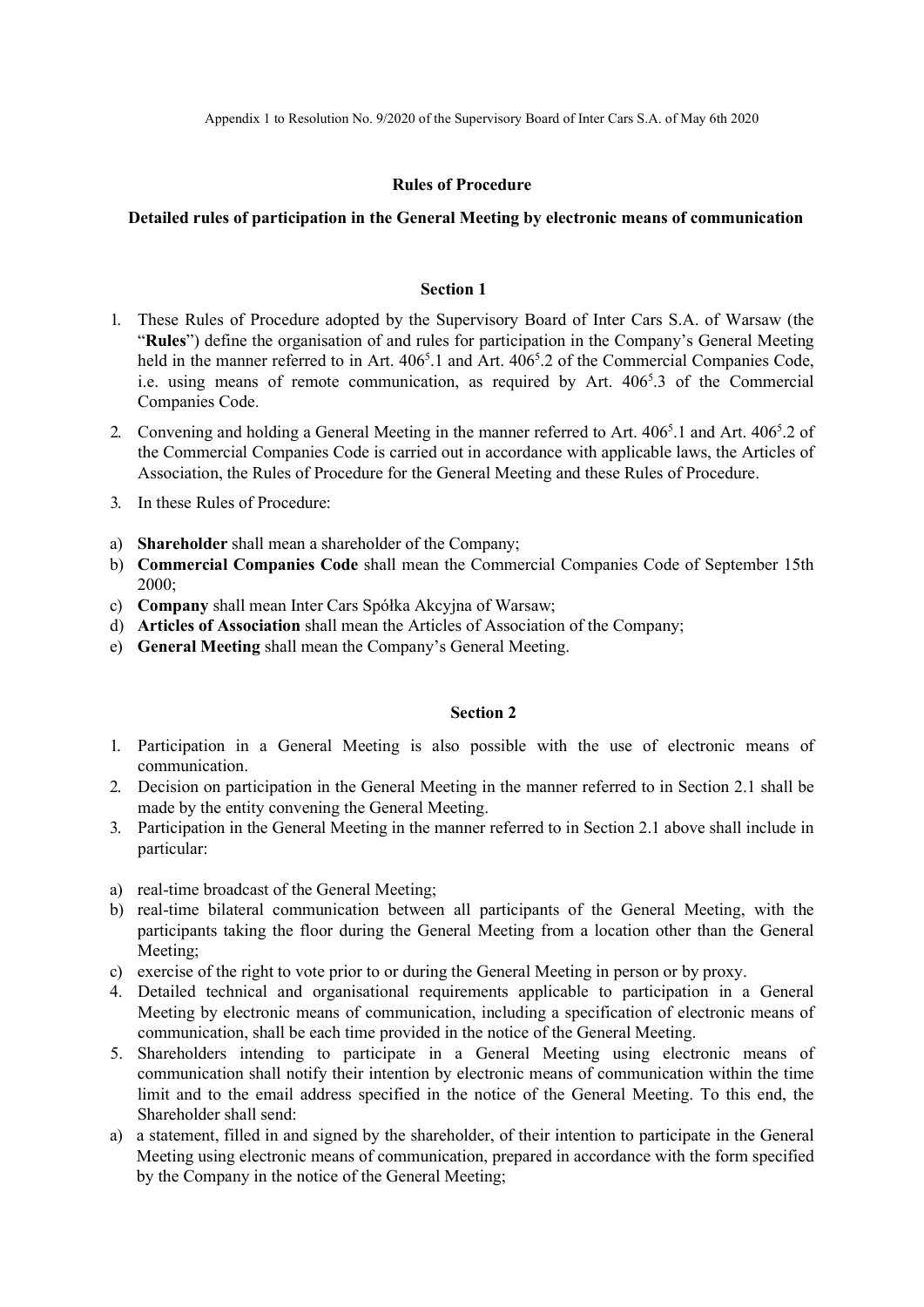Appendix 1 to Resolution No. 9/2020 of the Supervisory Board of Inter Cars S.A. of May 6th 2020

## Rules of Procedure

### Detailed rules of participation in the General Meeting by electronic means of communication

#### Section 1

1. These Rules of Procedure adopted by the Supervisory Board of Inter Cars S.A. of Warsaw (the "**Rules**") define the organisation of and rules for participation in the Company's General Meeting held in the manner referred to in Art. $406^5$.1 and Art. $406^5$.2 of the Commercial Companies Code, i.e. using means of remote communication, as required by Art. $406^5$.3 of the Commercial Companies Code.
2. Convening and holding a General Meeting in the manner referred to Art. $406^5$.1 and Art. $406^5$.2 of the Commercial Companies Code is carried out in accordance with applicable laws, the Articles of Association, the Rules of Procedure for the General Meeting and these Rules of Procedure.
3. In these Rules of Procedure:

a) **Shareholder** shall mean a shareholder of the Company;
b) **Commercial Companies Code** shall mean the Commercial Companies Code of September 15th 2000;
c) **Company** shall mean Inter Cars Spółka Akcyjna of Warsaw;
d) **Articles of Association** shall mean the Articles of Association of the Company;
e) **General Meeting** shall mean the Company's General Meeting.

#### Section 2

1. Participation in a General Meeting is also possible with the use of electronic means of communication.
2. Decision on participation in the General Meeting in the manner referred to in Section 2.1 shall be made by the entity convening the General Meeting.
3. Participation in the General Meeting in the manner referred to in Section 2.1 above shall include in particular:

a) real-time broadcast of the General Meeting;
b) real-time bilateral communication between all participants of the General Meeting, with the participants taking the floor during the General Meeting from a location other than the General Meeting;
c) exercise of the right to vote prior to or during the General Meeting in person or by proxy.

4. Detailed technical and organisational requirements applicable to participation in a General Meeting by electronic means of communication, including a specification of electronic means of communication, shall be each time provided in the notice of the General Meeting.
5. Shareholders intending to participate in a General Meeting using electronic means of communication shall notify their intention by electronic means of communication within the time limit and to the email address specified in the notice of the General Meeting. To this end, the Shareholder shall send:

a) a statement, filled in and signed by the shareholder, of their intention to participate in the General Meeting using electronic means of communication, prepared in accordance with the form specified by the Company in the notice of the General Meeting;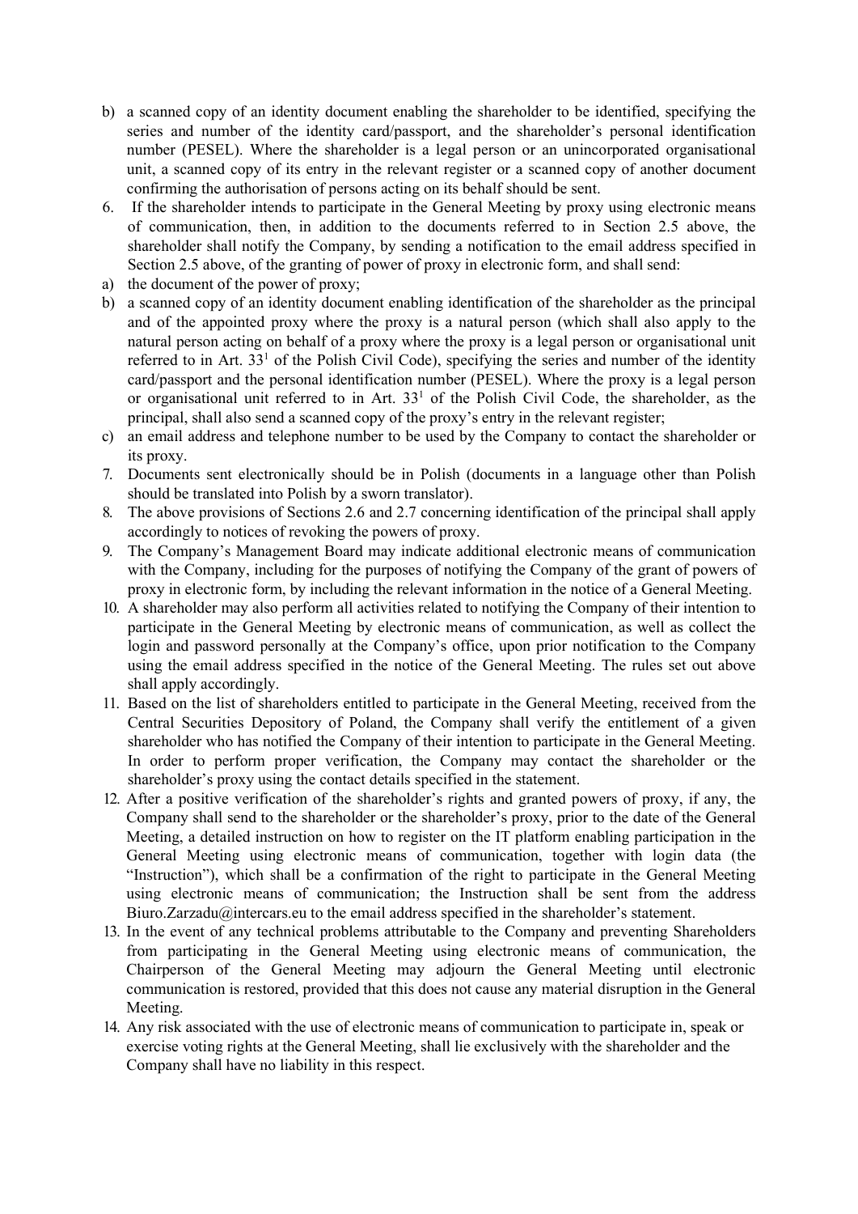b) a scanned copy of an identity document enabling the shareholder to be identified, specifying the series and number of the identity card/passport, and the shareholder's personal identification number (PESEL). Where the shareholder is a legal person or an unincorporated organisational unit, a scanned copy of its entry in the relevant register or a scanned copy of another document confirming the authorisation of persons acting on its behalf should be sent.

6. If the shareholder intends to participate in the General Meeting by proxy using electronic means of communication, then, in addition to the documents referred to in Section 2.5 above, the shareholder shall notify the Company, by sending a notification to the email address specified in Section 2.5 above, of the granting of power of proxy in electronic form, and shall send:

a) the document of the power of proxy;

b) a scanned copy of an identity document enabling identification of the shareholder as the principal and of the appointed proxy where the proxy is a natural person (which shall also apply to the natural person acting on behalf of a proxy where the proxy is a legal person or organisational unit referred to in Art. 33[1] of the Polish Civil Code), specifying the series and number of the identity card/passport and the personal identification number (PESEL). Where the proxy is a legal person or organisational unit referred to in Art. 33[1] of the Polish Civil Code, the shareholder, as the principal, shall also send a scanned copy of the proxy's entry in the relevant register;

c) an email address and telephone number to be used by the Company to contact the shareholder or its proxy.

7. Documents sent electronically should be in Polish (documents in a language other than Polish should be translated into Polish by a sworn translator).
8. The above provisions of Sections 2.6 and 2.7 concerning identification of the principal shall apply accordingly to notices of revoking the powers of proxy.
9. The Company's Management Board may indicate additional electronic means of communication with the Company, including for the purposes of notifying the Company of the grant of powers of proxy in electronic form, by including the relevant information in the notice of a General Meeting.
10. A shareholder may also perform all activities related to notifying the Company of their intention to participate in the General Meeting by electronic means of communication, as well as collect the login and password personally at the Company's office, upon prior notification to the Company using the email address specified in the notice of the General Meeting. The rules set out above shall apply accordingly.
11. Based on the list of shareholders entitled to participate in the General Meeting, received from the Central Securities Depository of Poland, the Company shall verify the entitlement of a given shareholder who has notified the Company of their intention to participate in the General Meeting. In order to perform proper verification, the Company may contact the shareholder or the shareholder's proxy using the contact details specified in the statement.
12. After a positive verification of the shareholder's rights and granted powers of proxy, if any, the Company shall send to the shareholder or the shareholder's proxy, prior to the date of the General Meeting, a detailed instruction on how to register on the IT platform enabling participation in the General Meeting using electronic means of communication, together with login data (the "Instruction"), which shall be a confirmation of the right to participate in the General Meeting using electronic means of communication; the Instruction shall be sent from the address Biuro.Zarzadu@intercars.eu to the email address specified in the shareholder's statement.
13. In the event of any technical problems attributable to the Company and preventing Shareholders from participating in the General Meeting using electronic means of communication, the Chairperson of the General Meeting may adjourn the General Meeting until electronic communication is restored, provided that this does not cause any material disruption in the General Meeting.
14. Any risk associated with the use of electronic means of communication to participate in, speak or exercise voting rights at the General Meeting, shall lie exclusively with the shareholder and the Company shall have no liability in this respect.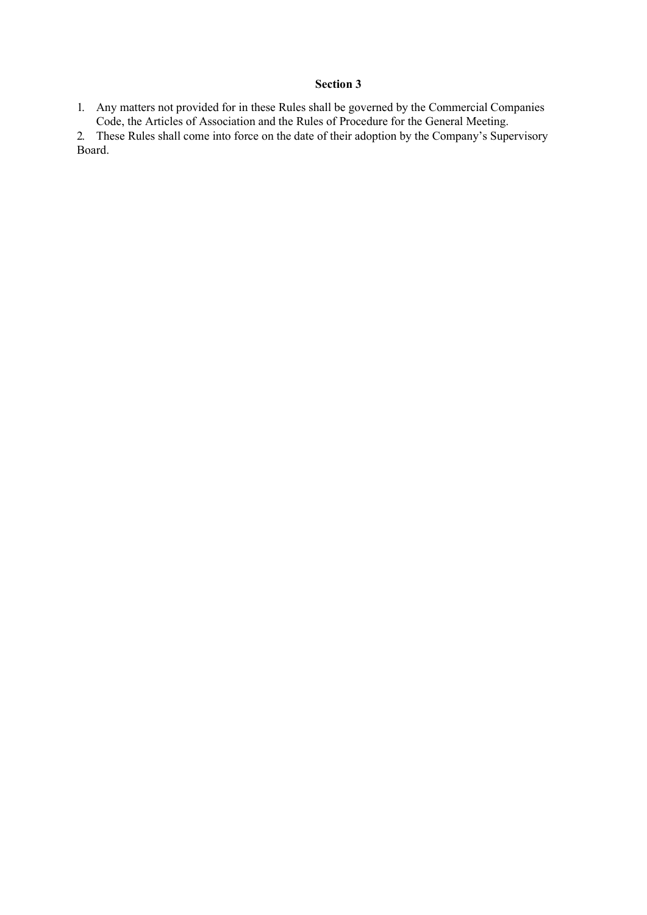## Section 3

1. Any matters not provided for in these Rules shall be governed by the Commercial Companies Code, the Articles of Association and the Rules of Procedure for the General Meeting.
2. These Rules shall come into force on the date of their adoption by the Company's Supervisory Board.